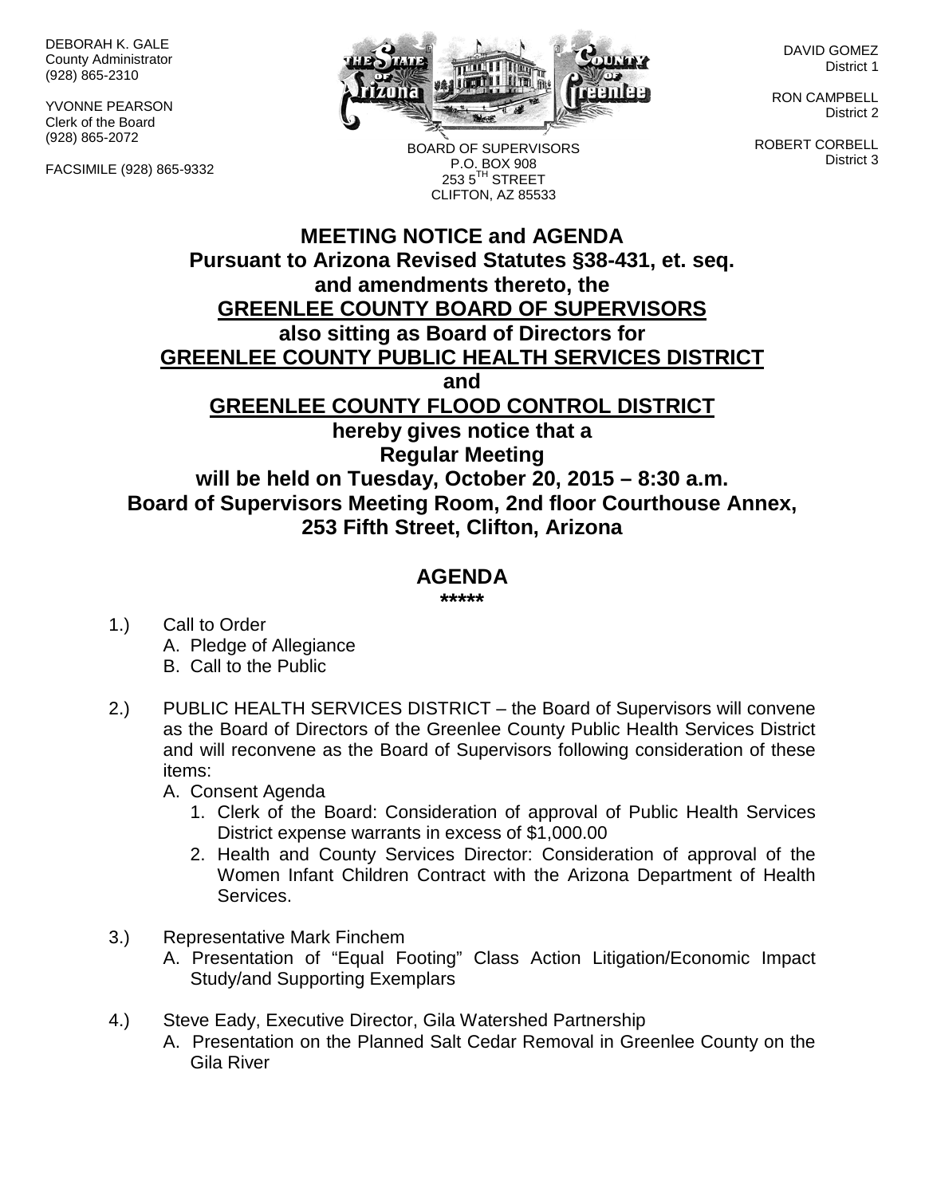DEBORAH K. GALE
County Administrator
(928) 865-2310

YVONNE PEARSON
Clerk of the Board
(928) 865-2072

FACSIMILE (928) 865-9332

BOARD OF SUPERVISORS
P.O. BOX 908
253 5TH STREET
CLIFTON, AZ 85533

DAVID GOMEZ
District 1

RON CAMPBELL
District 2

ROBERT CORBELL
District 3

# MEETING NOTICE and AGENDA

**Pursuant to Arizona Revised Statutes §38-431, et. seq.**
**and amendments thereto, the**
**GREENLEE COUNTY BOARD OF SUPERVISORS**
**also sitting as Board of Directors for**
**GREENLEE COUNTY PUBLIC HEALTH SERVICES DISTRICT**
**and**
**GREENLEE COUNTY FLOOD CONTROL DISTRICT**
**hereby gives notice that a**
**Regular Meeting**
**will be held on Tuesday, October 20, 2015 – 8:30 a.m.**
**Board of Supervisors Meeting Room, 2nd floor Courthouse Annex,**
**253 Fifth Street, Clifton, Arizona**

## AGENDA

**\*\*\*\*\***

1.) Call to Order
   A. Pledge of Allegiance
   B. Call to the Public

2.) PUBLIC HEALTH SERVICES DISTRICT – the Board of Supervisors will convene as the Board of Directors of the Greenlee County Public Health Services District and will reconvene as the Board of Supervisors following consideration of these items:
   A. Consent Agenda
      1. Clerk of the Board: Consideration of approval of Public Health Services District expense warrants in excess of $1,000.00
      2. Health and County Services Director: Consideration of approval of the Women Infant Children Contract with the Arizona Department of Health Services.

3.) Representative Mark Finchem
   A. Presentation of "Equal Footing" Class Action Litigation/Economic Impact Study/and Supporting Exemplars

4.) Steve Eady, Executive Director, Gila Watershed Partnership
   A. Presentation on the Planned Salt Cedar Removal in Greenlee County on the Gila River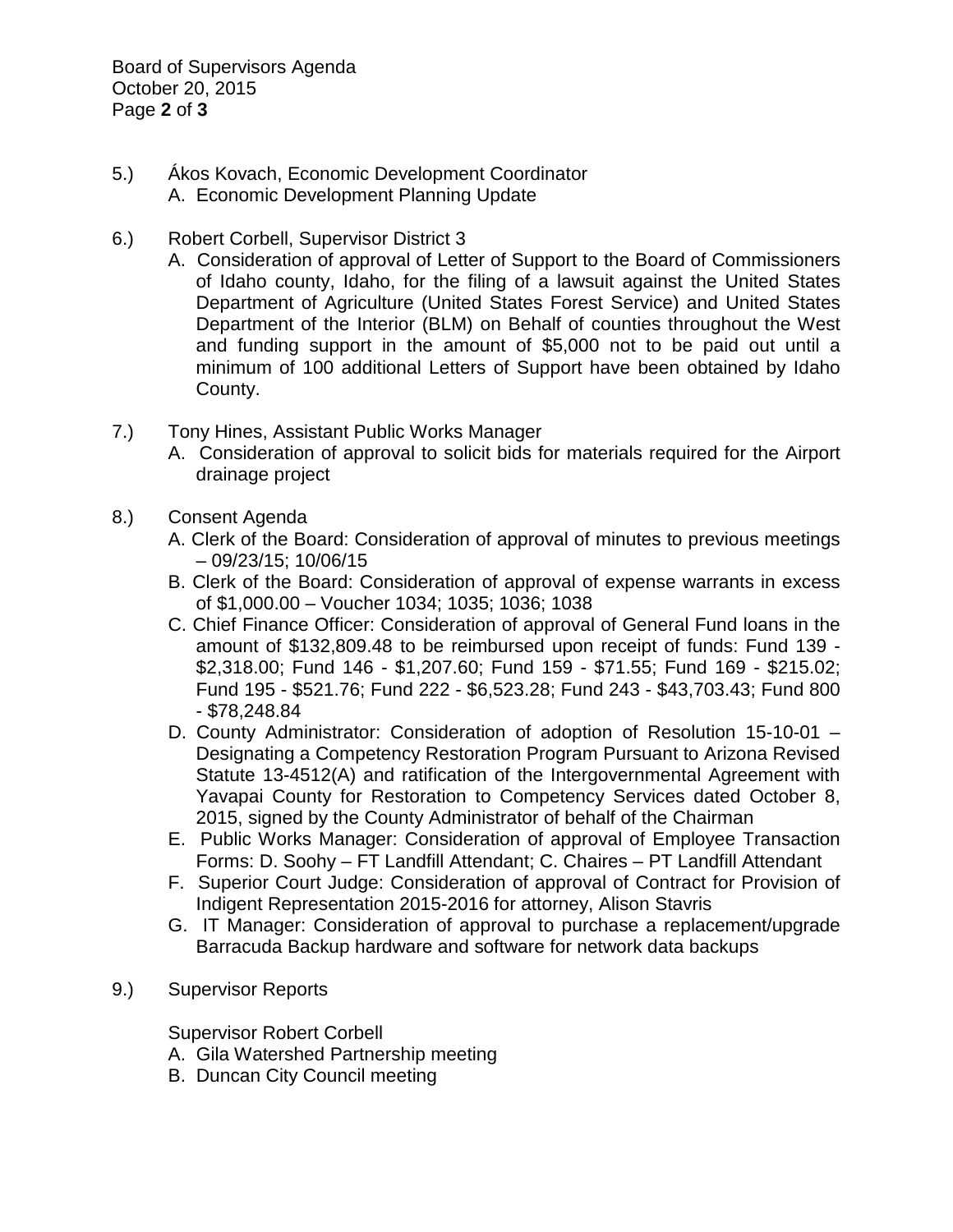5.) Ákos Kovach, Economic Development Coordinator
   A. Economic Development Planning Update

6.) Robert Corbell, Supervisor District 3
   A. Consideration of approval of Letter of Support to the Board of Commissioners of Idaho county, Idaho, for the filing of a lawsuit against the United States Department of Agriculture (United States Forest Service) and United States Department of the Interior (BLM) on Behalf of counties throughout the West and funding support in the amount of $5,000 not to be paid out until a minimum of 100 additional Letters of Support have been obtained by Idaho County.

7.) Tony Hines, Assistant Public Works Manager
   A. Consideration of approval to solicit bids for materials required for the Airport drainage project

8.) Consent Agenda
   A. Clerk of the Board: Consideration of approval of minutes to previous meetings – 09/23/15; 10/06/15
   B. Clerk of the Board: Consideration of approval of expense warrants in excess of $1,000.00 – Voucher 1034; 1035; 1036; 1038
   C. Chief Finance Officer: Consideration of approval of General Fund loans in the amount of $132,809.48 to be reimbursed upon receipt of funds: Fund 139 - $2,318.00; Fund 146 - $1,207.60; Fund 159 - $71.55; Fund 169 - $215.02; Fund 195 - $521.76; Fund 222 - $6,523.28; Fund 243 - $43,703.43; Fund 800 - $78,248.84
   D. County Administrator: Consideration of adoption of Resolution 15-10-01 – Designating a Competency Restoration Program Pursuant to Arizona Revised Statute 13-4512(A) and ratification of the Intergovernmental Agreement with Yavapai County for Restoration to Competency Services dated October 8, 2015, signed by the County Administrator of behalf of the Chairman
   E. Public Works Manager: Consideration of approval of Employee Transaction Forms: D. Soohy – FT Landfill Attendant; C. Chaires – PT Landfill Attendant
   F. Superior Court Judge: Consideration of approval of Contract for Provision of Indigent Representation 2015-2016 for attorney, Alison Stavris
   G. IT Manager: Consideration of approval to purchase a replacement/upgrade Barracuda Backup hardware and software for network data backups

9.) Supervisor Reports

   Supervisor Robert Corbell
   A. Gila Watershed Partnership meeting
   B. Duncan City Council meeting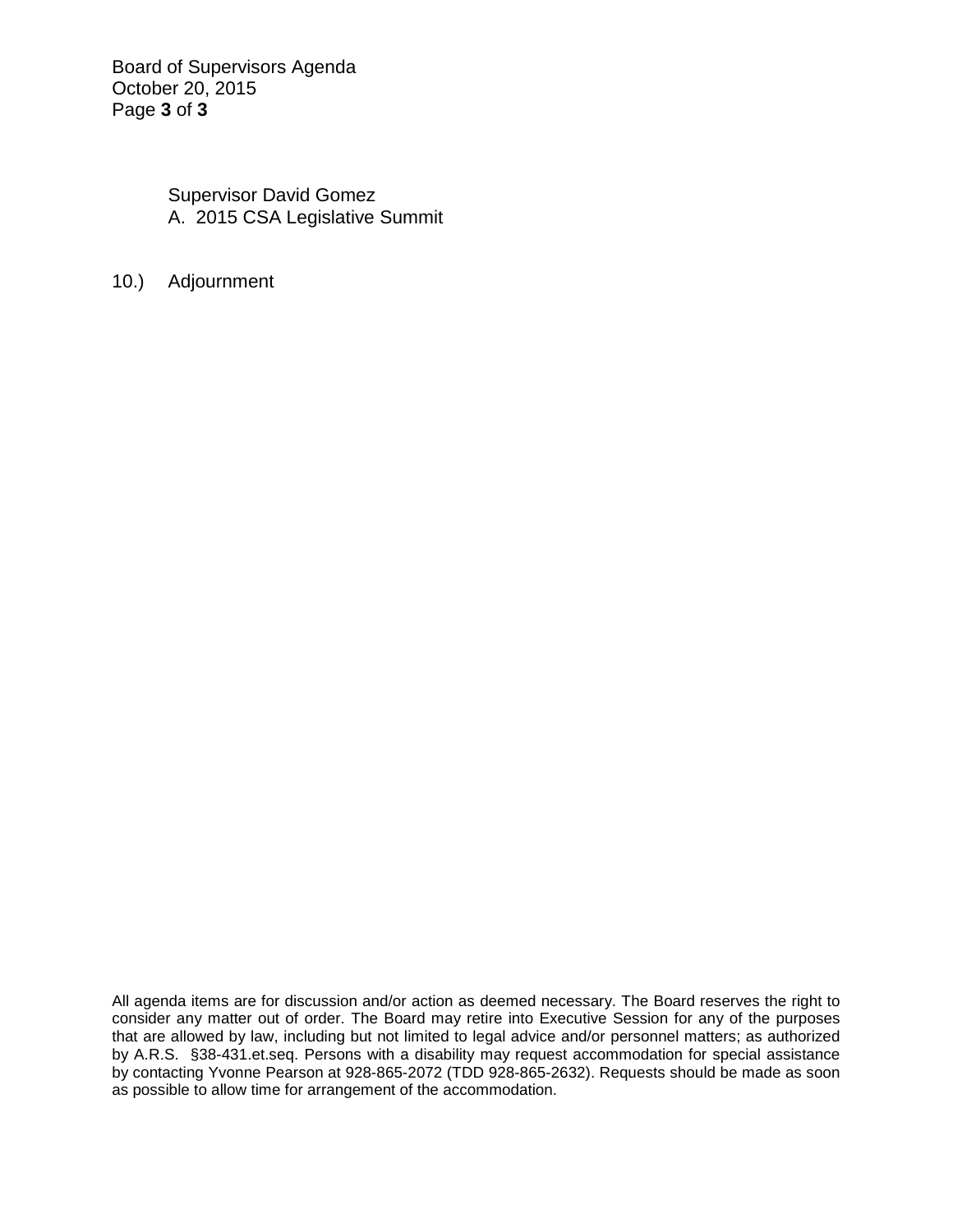Supervisor David Gomez

A. 2015 CSA Legislative Summit

10.) Adjournment

All agenda items are for discussion and/or action as deemed necessary. The Board reserves the right to consider any matter out of order. The Board may retire into Executive Session for any of the purposes that are allowed by law, including but not limited to legal advice and/or personnel matters; as authorized by A.R.S. §38-431.et.seq. Persons with a disability may request accommodation for special assistance by contacting Yvonne Pearson at 928-865-2072 (TDD 928-865-2632). Requests should be made as soon as possible to allow time for arrangement of the accommodation.